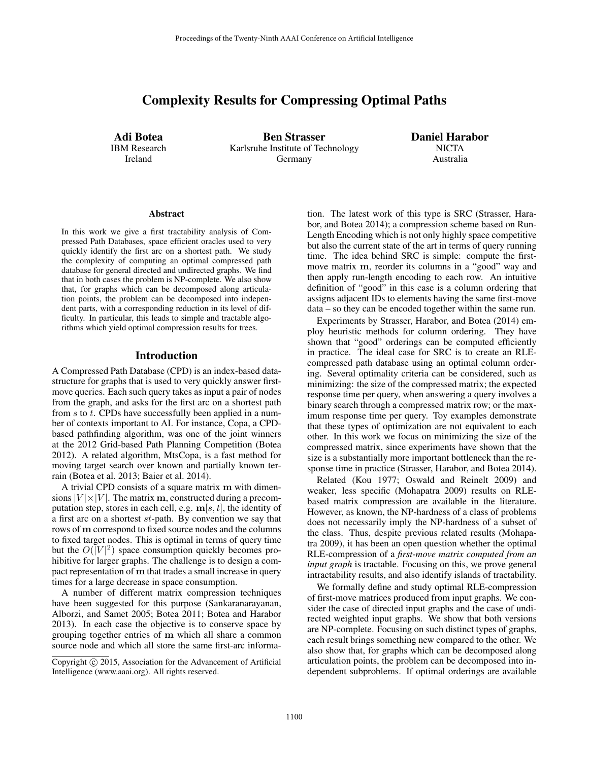# Complexity Results for Compressing Optimal Paths

**Adi Botea**
IBM Research
Ireland

**Ben Strasser**
Karlsruhe Institute of Technology
Germany

**Daniel Harabor**
NICTA
Australia

### Abstract

In this work we give a first tractability analysis of Compressed Path Databases, space efficient oracles used to very quickly identify the first arc on a shortest path. We study the complexity of computing an optimal compressed path database for general directed and undirected graphs. We find that in both cases the problem is NP-complete. We also show that, for graphs which can be decomposed along articulation points, the problem can be decomposed into independent parts, with a corresponding reduction in its level of difficulty. In particular, this leads to simple and tractable algorithms which yield optimal compression results for trees.

## Introduction

A Compressed Path Database (CPD) is an index-based data-structure for graphs that is used to very quickly answer first-move queries. Each such query takes as input a pair of nodes from the graph, and asks for the first arc on a shortest path from $s$ to $t$. CPDs have successfully been applied in a number of contexts important to AI. For instance, Copa, a CPD-based pathfinding algorithm, was one of the joint winners at the 2012 Grid-based Path Planning Competition (Botea 2012). A related algorithm, MtsCopa, is a fast method for moving target search over known and partially known terrain (Botea et al. 2013; Baier et al. 2014).

A trivial CPD consists of a square matrix $\mathbf{m}$ with dimensions $|V| \times |V|$. The matrix $\mathbf{m}$, constructed during a precomputation step, stores in each cell, e.g. $\mathbf{m}[s, t]$, the identity of a first arc on a shortest $st$-path. By convention we say that rows of $\mathbf{m}$ correspond to fixed source nodes and the columns to fixed target nodes. This is optimal in terms of query time but the $O(|V|^2)$ space consumption quickly becomes prohibitive for larger graphs. The challenge is to design a compact representation of $\mathbf{m}$ that trades a small increase in query times for a large decrease in space consumption.

A number of different matrix compression techniques have been suggested for this purpose (Sankaranarayanan, Alborzi, and Samet 2005; Botea 2011; Botea and Harabor 2013). In each case the objective is to conserve space by grouping together entries of $\mathbf{m}$ which all share a common source node and which all store the same first-arc information. The latest work of this type is SRC (Strasser, Harabor, and Botea 2014); a compression scheme based on Run-Length Encoding which is not only highly space competitive but also the current state of the art in terms of query running time. The idea behind SRC is simple: compute the first-move matrix $\mathbf{m}$, reorder its columns in a "good" way and then apply run-length encoding to each row. An intuitive definition of "good" in this case is a column ordering that assigns adjacent IDs to elements having the same first-move data – so they can be encoded together within the same run.

Experiments by Strasser, Harabor, and Botea (2014) employ heuristic methods for column ordering. They have shown that "good" orderings can be computed efficiently in practice. The ideal case for SRC is to create an RLE-compressed path database using an optimal column ordering. Several optimality criteria can be considered, such as minimizing: the size of the compressed matrix; the expected response time per query, when answering a query involves a binary search through a compressed matrix row; or the maximum response time per query. Toy examples demonstrate that these types of optimization are not equivalent to each other. In this work we focus on minimizing the size of the compressed matrix, since experiments have shown that the size is a substantially more important bottleneck than the response time in practice (Strasser, Harabor, and Botea 2014).

Related (Kou 1977; Oswald and Reinelt 2009) and weaker, less specific (Mohapatra 2009) results on RLE-based matrix compression are available in the literature. However, as known, the NP-hardness of a class of problems does not necessarily imply the NP-hardness of a subset of the class. Thus, despite previous related results (Mohapatra 2009), it has been an open question whether the optimal RLE-compression of a *first-move matrix computed from an input graph* is tractable. Focusing on this, we prove general intractability results, and also identify islands of tractability.

We formally define and study optimal RLE-compression of first-move matrices produced from input graphs. We consider the case of directed input graphs and the case of undirected weighted input graphs. We show that both versions are NP-complete. Focusing on such distinct types of graphs, each result brings something new compared to the other. We also show that, for graphs which can be decomposed along articulation points, the problem can be decomposed into independent subproblems. If optimal orderings are available

Copyright © 2015, Association for the Advancement of Artificial Intelligence (www.aaai.org). All rights reserved.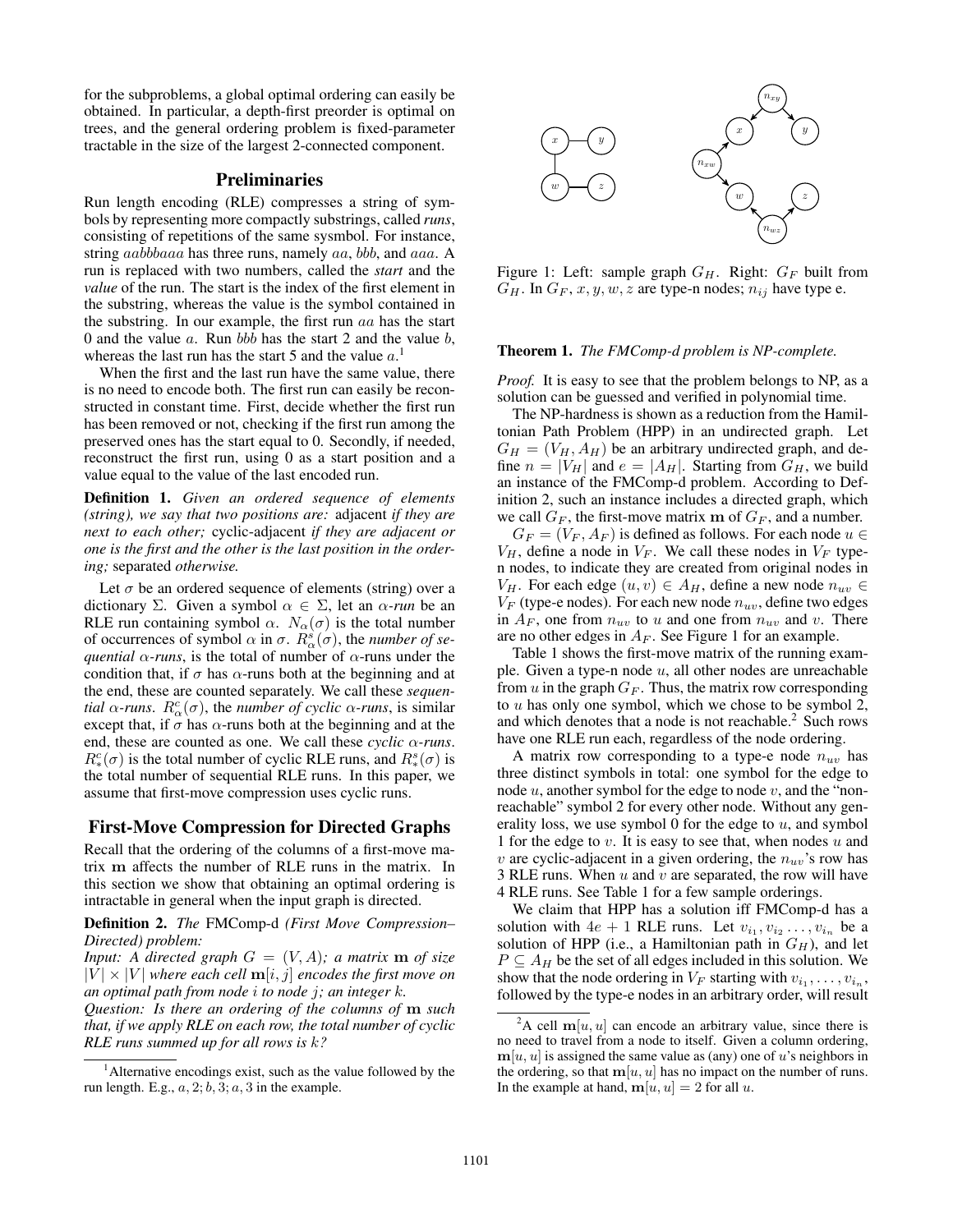for the subproblems, a global optimal ordering can easily be obtained. In particular, a depth-first preorder is optimal on trees, and the general ordering problem is fixed-parameter tractable in the size of the largest 2-connected component.

## Preliminaries

Run length encoding (RLE) compresses a string of symbols by representing more compactly substrings, called *runs*, consisting of repetitions of the same sysmbol. For instance, string $aabbbaaa$ has three runs, namely $aa$, $bbb$, and $aaa$. A run is replaced with two numbers, called the *start* and the *value* of the run. The start is the index of the first element in the substring, whereas the value is the symbol contained in the substring. In our example, the first run $aa$ has the start 0 and the value $a$. Run $bbb$ has the start 2 and the value $b$, whereas the last run has the start 5 and the value $a$.[1]

When the first and the last run have the same value, there is no need to encode both. The first run can easily be reconstructed in constant time. First, decide whether the first run has been removed or not, checking if the first run among the preserved ones has the start equal to 0. Secondly, if needed, reconstruct the first run, using 0 as a start position and a value equal to the value of the last encoded run.

**Definition 1.** *Given an ordered sequence of elements (string), we say that two positions are:* adjacent *if they are next to each other;* cyclic-adjacent *if they are adjacent or one is the first and the other is the last position in the ordering;* separated *otherwise.*

Let $\sigma$ be an ordered sequence of elements (string) over a dictionary $\Sigma$. Given a symbol $\alpha \in \Sigma$, let an $\alpha$*-run* be an RLE run containing symbol $\alpha$. $N_\alpha(\sigma)$ is the total number of occurrences of symbol $\alpha$ in $\sigma$. $R^s_\alpha(\sigma)$, the *number of sequential* $\alpha$*-runs*, is the total of number of $\alpha$-runs under the condition that, if $\sigma$ has $\alpha$-runs both at the beginning and at the end, these are counted separately. We call these *sequential* $\alpha$*-runs*. $R^c_\alpha(\sigma)$, the *number of cyclic* $\alpha$*-runs*, is similar except that, if $\sigma$ has $\alpha$-runs both at the beginning and at the end, these are counted as one. We call these *cyclic* $\alpha$*-runs*. $R^c_*(\sigma)$ is the total number of cyclic RLE runs, and $R^s_*(\sigma)$ is the total number of sequential RLE runs. In this paper, we assume that first-move compression uses cyclic runs.

## First-Move Compression for Directed Graphs

Recall that the ordering of the columns of a first-move matrix $\mathbf{m}$ affects the number of RLE runs in the matrix. In this section we show that obtaining an optimal ordering is intractable in general when the input graph is directed.

**Definition 2.** *The* FMComp-d *(First Move Compression–Directed) problem:*
*Input: A directed graph $G = (V, A)$; a matrix $\mathbf{m}$ of size $|V| \times |V|$ where each cell $\mathbf{m}[i, j]$ encodes the first move on an optimal path from node $i$ to node $j$; an integer $k$.*
*Question: Is there an ordering of the columns of $\mathbf{m}$ such that, if we apply RLE on each row, the total number of cyclic RLE runs summed up for all rows is $k$?*

[1]Alternative encodings exist, such as the value followed by the run length. E.g., $a, 2; b, 3; a, 3$ in the example.

Figure 1: Left: sample graph $G_H$. Right: $G_F$ built from $G_H$. In $G_F$, $x, y, w, z$ are type-n nodes; $n_{ij}$ have type e.

**Theorem 1.** *The FMComp-d problem is NP-complete.*

*Proof.* It is easy to see that the problem belongs to NP, as a solution can be guessed and verified in polynomial time.

The NP-hardness is shown as a reduction from the Hamiltonian Path Problem (HPP) in an undirected graph. Let $G_H = (V_H, A_H)$ be an arbitrary undirected graph, and define $n = |V_H|$ and $e = |A_H|$. Starting from $G_H$, we build an instance of the FMComp-d problem. According to Definition 2, such an instance includes a directed graph, which we call $G_F$, the first-move matrix $\mathbf{m}$ of $G_F$, and a number.

$G_F = (V_F, A_F)$ is defined as follows. For each node $u \in V_H$, define a node in $V_F$. We call these nodes in $V_F$ type-n nodes, to indicate they are created from original nodes in $V_H$. For each edge $(u, v) \in A_H$, define a new node $n_{uv} \in V_F$ (type-e nodes). For each new node $n_{uv}$, define two edges in $A_F$, one from $n_{uv}$ to $u$ and one from $n_{uv}$ and $v$. There are no other edges in $A_F$. See Figure 1 for an example.

Table 1 shows the first-move matrix of the running example. Given a type-n node $u$, all other nodes are unreachable from $u$ in the graph $G_F$. Thus, the matrix row corresponding to $u$ has only one symbol, which we chose to be symbol 2, and which denotes that a node is not reachable.[2] Such rows have one RLE run each, regardless of the node ordering.

A matrix row corresponding to a type-e node $n_{uv}$ has three distinct symbols in total: one symbol for the edge to node $u$, another symbol for the edge to node $v$, and the "non-reachable" symbol 2 for every other node. Without any generality loss, we use symbol 0 for the edge to $u$, and symbol 1 for the edge to $v$. It is easy to see that, when nodes $u$ and $v$ are cyclic-adjacent in a given ordering, the $n_{uv}$'s row has 3 RLE runs. When $u$ and $v$ are separated, the row will have 4 RLE runs. See Table 1 for a few sample orderings.

We claim that HPP has a solution iff FMComp-d has a solution with $4e + 1$ RLE runs. Let $v_{i_1}, v_{i_2} \ldots, v_{i_n}$ be a solution of HPP (i.e., a Hamiltonian path in $G_H$), and let $P \subseteq A_H$ be the set of all edges included in this solution. We show that the node ordering in $V_F$ starting with $v_{i_1}, \ldots, v_{i_n}$, followed by the type-e nodes in an arbitrary order, will result

[2]A cell $\mathbf{m}[u, u]$ can encode an arbitrary value, since there is no need to travel from a node to itself. Given a column ordering, $\mathbf{m}[u, u]$ is assigned the same value as (any) one of $u$'s neighbors in the ordering, so that $\mathbf{m}[u, u]$ has no impact on the number of runs. In the example at hand, $\mathbf{m}[u, u] = 2$ for all $u$.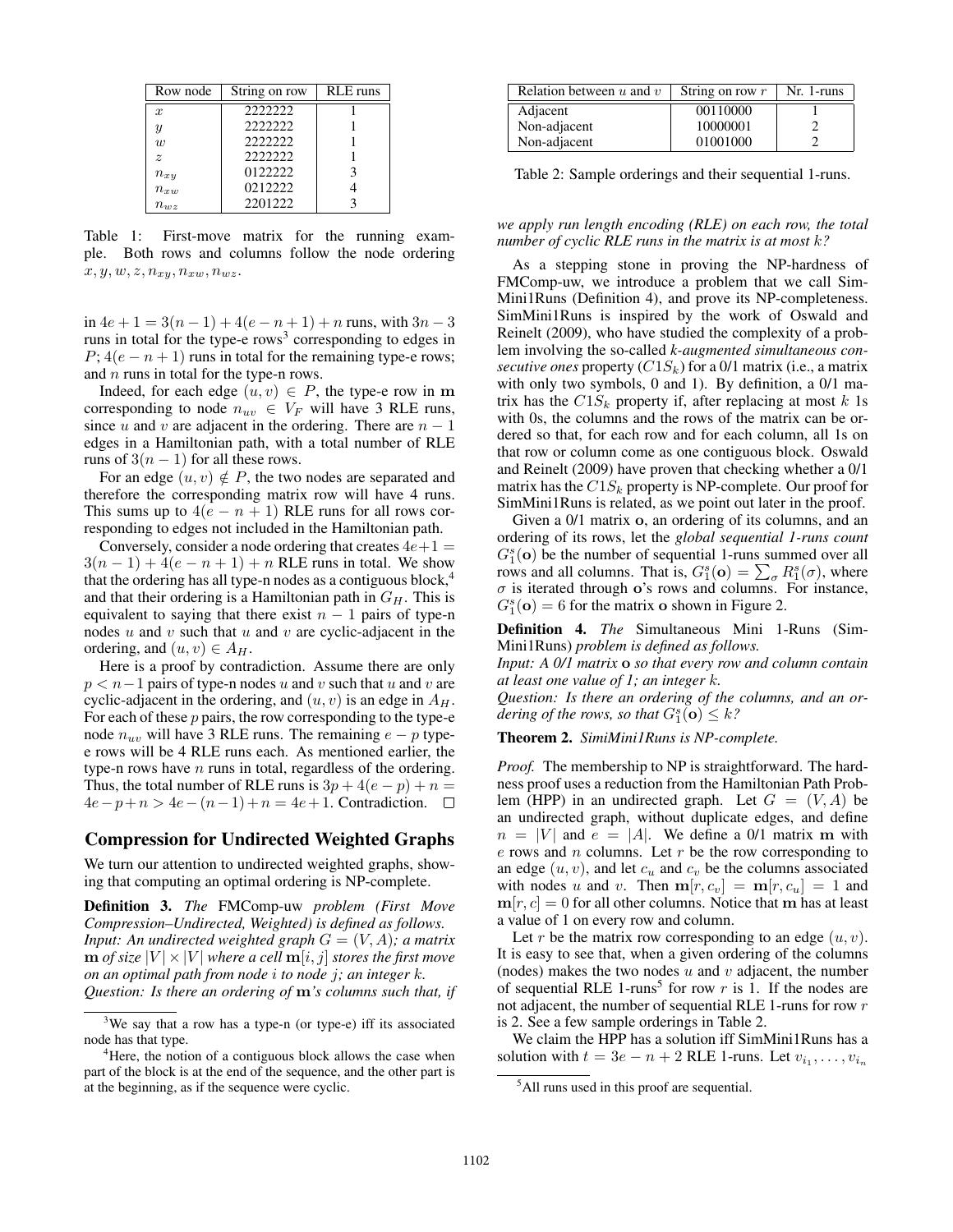| Row node | String on row | RLE runs |
| --- | --- | --- |
| $x$ | 2222222 | 1 |
| $y$ | 2222222 | 1 |
| $w$ | 2222222 | 1 |
| $z$ | 2222222 | 1 |
| $n_{xy}$ | 0122222 | 3 |
| $n_{xw}$ | 0212222 | 4 |
| $n_{wz}$ | 2201222 | 3 |

Table 1: First-move matrix for the running example. Both rows and columns follow the node ordering $x, y, w, z, n_{xy}, n_{xw}, n_{wz}$.

in $4e + 1 = 3(n-1) + 4(e-n+1) + n$ runs, with $3n-3$ runs in total for the type-e rows[3] corresponding to edges in $P$; $4(e-n+1)$ runs in total for the remaining type-e rows; and $n$ runs in total for the type-n rows.

Indeed, for each edge $(u, v) \in P$, the type-e row in $\mathbf{m}$ corresponding to node $n_{uv} \in V_F$ will have 3 RLE runs, since $u$ and $v$ are adjacent in the ordering. There are $n-1$ edges in a Hamiltonian path, with a total number of RLE runs of $3(n-1)$ for all these rows.

For an edge $(u, v) \notin P$, the two nodes are separated and therefore the corresponding matrix row will have 4 runs. This sums up to $4(e-n+1)$ RLE runs for all rows corresponding to edges not included in the Hamiltonian path.

Conversely, consider a node ordering that creates $4e+1 = 3(n-1) + 4(e-n+1) + n$ RLE runs in total. We show that the ordering has all type-n nodes as a contiguous block,[4] and that their ordering is a Hamiltonian path in $G_H$. This is equivalent to saying that there exist $n-1$ pairs of type-n nodes $u$ and $v$ such that $u$ and $v$ are cyclic-adjacent in the ordering, and $(u, v) \in A_H$.

Here is a proof by contradiction. Assume there are only $p < n-1$ pairs of type-n nodes $u$ and $v$ such that $u$ and $v$ are cyclic-adjacent in the ordering, and $(u, v)$ is an edge in $A_H$. For each of these $p$ pairs, the row corresponding to the type-e node $n_{uv}$ will have 3 RLE runs. The remaining $e-p$ type-e rows will be 4 RLE runs each. As mentioned earlier, the type-n rows have $n$ runs in total, regardless of the ordering. Thus, the total number of RLE runs is $3p + 4(e-p) + n = 4e - p + n > 4e - (n-1) + n = 4e + 1$. Contradiction. □

## Compression for Undirected Weighted Graphs

We turn our attention to undirected weighted graphs, showing that computing an optimal ordering is NP-complete.

**Definition 3.** *The* FMComp-uw *problem (First Move Compression–Undirected, Weighted) is defined as follows.*
*Input: An undirected weighted graph $G = (V, A)$; a matrix $\mathbf{m}$ of size $|V| \times |V|$ where a cell $\mathbf{m}[i, j]$ stores the first move on an optimal path from node $i$ to node $j$; an integer $k$.*
*Question: Is there an ordering of $\mathbf{m}$'s columns such that, if we apply run length encoding (RLE) on each row, the total number of cyclic RLE runs in the matrix is at most $k$?*

[3] We say that a row has a type-n (or type-e) iff its associated node has that type.

[4] Here, the notion of a contiguous block allows the case when part of the block is at the end of the sequence, and the other part is at the beginning, as if the sequence were cyclic.

| Relation between $u$ and $v$ | String on row $r$ | Nr. 1-runs |
| --- | --- | --- |
| Adjacent | 00110000 | 1 |
| Non-adjacent | 10000001 | 2 |
| Non-adjacent | 01001000 | 2 |

Table 2: Sample orderings and their sequential 1-runs.

As a stepping stone in proving the NP-hardness of FMComp-uw, we introduce a problem that we call SimMini1Runs (Definition 4), and prove its NP-completeness. SimMini1Runs is inspired by the work of Oswald and Reinelt (2009), who have studied the complexity of a problem involving the so-called *k-augmented simultaneous consecutive ones* property ($C1S_k$) for a 0/1 matrix (i.e., a matrix with only two symbols, 0 and 1). By definition, a 0/1 matrix has the $C1S_k$ property if, after replacing at most $k$ 1s with 0s, the columns and the rows of the matrix can be ordered so that, for each row and for each column, all 1s on that row or column come as one contiguous block. Oswald and Reinelt (2009) have proven that checking whether a 0/1 matrix has the $C1S_k$ property is NP-complete. Our proof for SimMini1Runs is related, as we point out later in the proof.

Given a 0/1 matrix $\mathbf{o}$, an ordering of its columns, and an ordering of its rows, let the *global sequential 1-runs count* $G_1^s(\mathbf{o})$ be the number of sequential 1-runs summed over all rows and all columns. That is, $G_1^s(\mathbf{o}) = \sum_\sigma R_1^s(\sigma)$, where $\sigma$ is iterated through $\mathbf{o}$'s rows and columns. For instance, $G_1^s(\mathbf{o}) = 6$ for the matrix $\mathbf{o}$ shown in Figure 2.

**Definition 4.** *The* Simultaneous Mini 1-Runs (SimMini1Runs) *problem is defined as follows.*
*Input: A 0/1 matrix $\mathbf{o}$ so that every row and column contain at least one value of 1; an integer $k$.*
*Question: Is there an ordering of the columns, and an ordering of the rows, so that $G_1^s(\mathbf{o}) \leq k$?*

**Theorem 2.** *SimiMini1Runs is NP-complete.*

*Proof.* The membership to NP is straightforward. The hardness proof uses a reduction from the Hamiltonian Path Problem (HPP) in an undirected graph. Let $G = (V, A)$ be an undirected graph, without duplicate edges, and define $n = |V|$ and $e = |A|$. We define a 0/1 matrix $\mathbf{m}$ with $e$ rows and $n$ columns. Let $r$ be the row corresponding to an edge $(u, v)$, and let $c_u$ and $c_v$ be the columns associated with nodes $u$ and $v$. Then $\mathbf{m}[r, c_v] = \mathbf{m}[r, c_u] = 1$ and $\mathbf{m}[r, c] = 0$ for all other columns. Notice that $\mathbf{m}$ has at least a value of 1 on every row and column.

Let $r$ be the matrix row corresponding to an edge $(u, v)$. It is easy to see that, when a given ordering of the columns (nodes) makes the two nodes $u$ and $v$ adjacent, the number of sequential RLE 1-runs[5] for row $r$ is 1. If the nodes are not adjacent, the number of sequential RLE 1-runs for row $r$ is 2. See a few sample orderings in Table 2.

We claim the HPP has a solution iff SimMini1Runs has a solution with $t = 3e - n + 2$ RLE 1-runs. Let $v_{i_1}, \ldots, v_{i_n}$

[5] All runs used in this proof are sequential.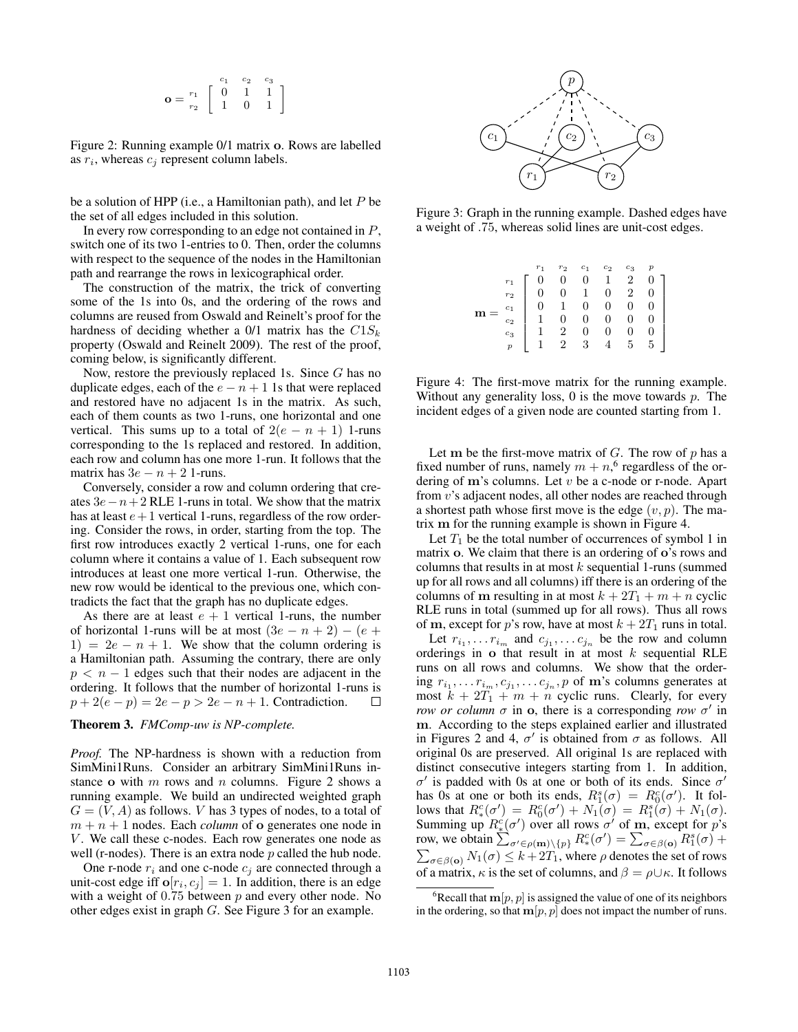$$\mathbf{o} = \begin{array}{c} \\ r_1 \\ r_2 \end{array} \begin{array}{c} \begin{array}{ccc} c_1 & c_2 & c_3 \end{array} \\ \left[ \begin{array}{ccc} 0 & 1 & 1 \\ 1 & 0 & 1 \end{array} \right] \end{array}$$

Figure 2: Running example 0/1 matrix $\mathbf{o}$. Rows are labelled as $r_i$, whereas $c_j$ represent column labels.

be a solution of HPP (i.e., a Hamiltonian path), and let $P$ be the set of all edges included in this solution.

In every row corresponding to an edge not contained in $P$, switch one of its two 1-entries to 0. Then, order the columns with respect to the sequence of the nodes in the Hamiltonian path and rearrange the rows in lexicographical order.

The construction of the matrix, the trick of converting some of the 1s into 0s, and the ordering of the rows and columns are reused from Oswald and Reinelt's proof for the hardness of deciding whether a 0/1 matrix has the $C1S_k$ property (Oswald and Reinelt 2009). The rest of the proof, coming below, is significantly different.

Now, restore the previously replaced 1s. Since $G$ has no duplicate edges, each of the $e - n + 1$ 1s that were replaced and restored have no adjacent 1s in the matrix. As such, each of them counts as two 1-runs, one horizontal and one vertical. This sums up to a total of $2(e - n + 1)$ 1-runs corresponding to the 1s replaced and restored. In addition, each row and column has one more 1-run. It follows that the matrix has $3e - n + 2$ 1-runs.

Conversely, consider a row and column ordering that creates $3e - n + 2$ RLE 1-runs in total. We show that the matrix has at least $e + 1$ vertical 1-runs, regardless of the row ordering. Consider the rows, in order, starting from the top. The first row introduces exactly 2 vertical 1-runs, one for each column where it contains a value of 1. Each subsequent row introduces at least one more vertical 1-run. Otherwise, the new row would be identical to the previous one, which contradicts the fact that the graph has no duplicate edges.

As there are at least $e + 1$ vertical 1-runs, the number of horizontal 1-runs will be at most $(3e - n + 2) - (e + 1) = 2e - n + 1$. We show that the column ordering is a Hamiltonian path. Assuming the contrary, there are only $p < n - 1$ edges such that their nodes are adjacent in the ordering. It follows that the number of horizontal 1-runs is $p + 2(e - p) = 2e - p > 2e - n + 1$. Contradiction. $\square$

**Theorem 3.** *FMComp-uw is NP-complete.*

*Proof.* The NP-hardness is shown with a reduction from SimMini1Runs. Consider an arbitrary SimMini1Runs instance $\mathbf{o}$ with $m$ rows and $n$ columns. Figure 2 shows a running example. We build an undirected weighted graph $G = (V, A)$ as follows. $V$ has 3 types of nodes, to a total of $m + n + 1$ nodes. Each *column* of $\mathbf{o}$ generates one node in $V$. We call these c-nodes. Each row generates one node as well (r-nodes). There is an extra node $p$ called the hub node.

One r-node $r_i$ and one c-node $c_j$ are connected through a unit-cost edge iff $\mathbf{o}[r_i, c_j] = 1$. In addition, there is an edge with a weight of 0.75 between $p$ and every other node. No other edges exist in graph $G$. See Figure 3 for an example.

Figure 3: Graph in the running example. Dashed edges have a weight of .75, whereas solid lines are unit-cost edges.

$$\mathbf{m} = \begin{array}{c} \\ r_1 \\ r_2 \\ c_1 \\ c_2 \\ c_3 \\ p \end{array} \begin{array}{c} \begin{array}{cccccc} r_1 & r_2 & c_1 & c_2 & c_3 & p \end{array} \\ \left[ \begin{array}{cccccc} 0 & 0 & 0 & 1 & 2 & 0 \\ 0 & 0 & 1 & 0 & 2 & 0 \\ 0 & 1 & 0 & 0 & 0 & 0 \\ 1 & 0 & 0 & 0 & 0 & 0 \\ 1 & 2 & 0 & 0 & 0 & 0 \\ 1 & 2 & 3 & 4 & 5 & 5 \end{array} \right] \end{array}$$

Figure 4: The first-move matrix for the running example. Without any generality loss, 0 is the move towards $p$. The incident edges of a given node are counted starting from 1.

Let $\mathbf{m}$ be the first-move matrix of $G$. The row of $p$ has a fixed number of runs, namely $m + n$,[6] regardless of the ordering of $\mathbf{m}$'s columns. Let $v$ be a c-node or r-node. Apart from $v$'s adjacent nodes, all other nodes are reached through a shortest path whose first move is the edge $(v, p)$. The matrix $\mathbf{m}$ for the running example is shown in Figure 4.

Let $T_1$ be the total number of occurrences of symbol 1 in matrix $\mathbf{o}$. We claim that there is an ordering of $\mathbf{o}$'s rows and columns that results in at most $k$ sequential 1-runs (summed up for all rows and all columns) iff there is an ordering of the columns of $\mathbf{m}$ resulting in at most $k + 2T_1 + m + n$ cyclic RLE runs in total (summed up for all rows). Thus all rows of $\mathbf{m}$, except for $p$'s row, have at most $k + 2T_1$ runs in total.

Let $r_{i_1}, \ldots r_{i_m}$ and $c_{j_1}, \ldots c_{j_n}$ be the row and column orderings in $\mathbf{o}$ that result in at most $k$ sequential RLE runs on all rows and columns. We show that the ordering $r_{i_1}, \ldots r_{i_m}, c_{j_1}, \ldots c_{j_n}, p$ of $\mathbf{m}$'s columns generates at most $k + 2T_1 + m + n$ cyclic runs. Clearly, for every *row or column* $\sigma$ in $\mathbf{o}$, there is a corresponding *row* $\sigma'$ in $\mathbf{m}$. According to the steps explained earlier and illustrated in Figures 2 and 4, $\sigma'$ is obtained from $\sigma$ as follows. All original 0s are preserved. All original 1s are replaced with distinct consecutive integers starting from 1. In addition, $\sigma'$ is padded with 0s at one or both of its ends. Since $\sigma'$ has 0s at one or both its ends, $R^s_1(\sigma) = R^c_0(\sigma')$. It follows that $R^c_*(\sigma') = R^c_0(\sigma') + N_1(\sigma) = R^s_1(\sigma) + N_1(\sigma)$. Summing up $R^c_*(\sigma')$ over all rows $\sigma'$ of $\mathbf{m}$, except for $p$'s row, we obtain $\sum_{\sigma' \in \rho(\mathbf{m}) \setminus \{p\}} R^c_*(\sigma') = \sum_{\sigma \in \beta(\mathbf{o})} R^s_1(\sigma) + \sum_{\sigma \in \beta(\mathbf{o})} N_1(\sigma) \leq k + 2T_1$, where $\rho$ denotes the set of rows of a matrix, $\kappa$ is the set of columns, and $\beta = \rho \cup \kappa$. It follows

[6] Recall that $\mathbf{m}[p, p]$ is assigned the value of one of its neighbors in the ordering, so that $\mathbf{m}[p, p]$ does not impact the number of runs.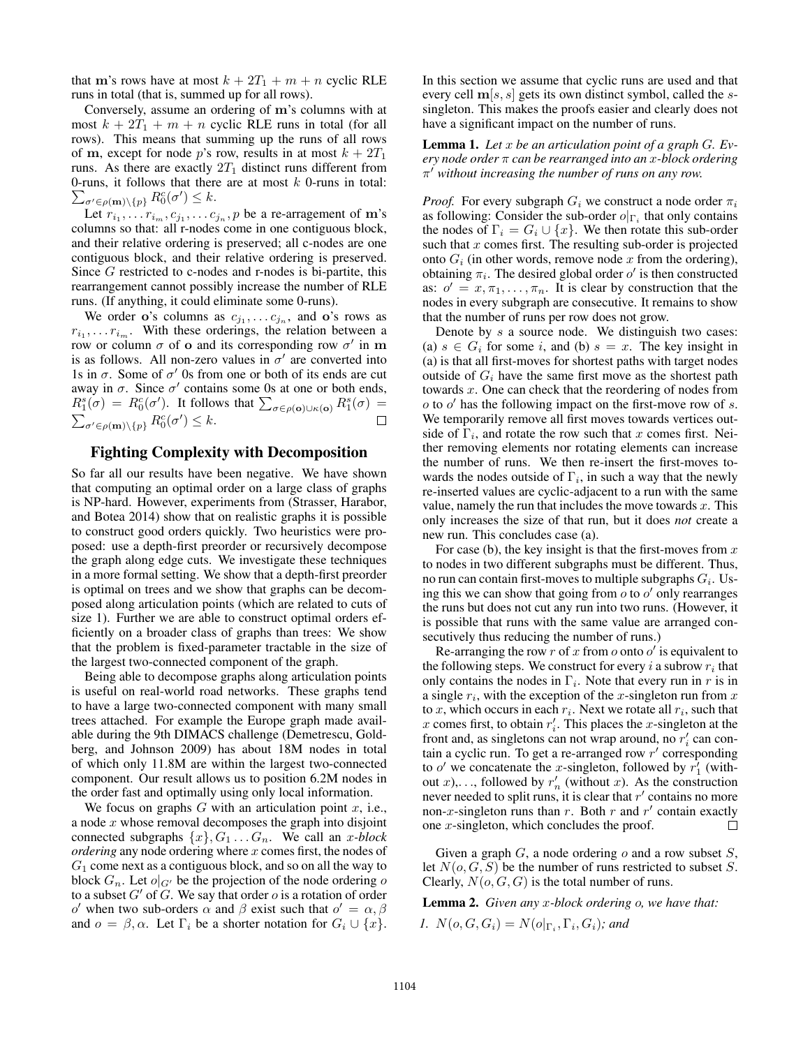that $\mathbf{m}$'s rows have at most $k + 2T_1 + m + n$ cyclic RLE runs in total (that is, summed up for all rows).

Conversely, assume an ordering of $\mathbf{m}$'s columns with at most $k + 2T_1 + m + n$ cyclic RLE runs in total (for all rows). This means that summing up the runs of all rows of $\mathbf{m}$, except for node $p$'s row, results in at most $k + 2T_1$ runs. As there are exactly $2T_1$ distinct runs different from 0-runs, it follows that there are at most $k$ 0-runs in total: $\sum_{\sigma' \in \rho(\mathbf{m}) \setminus \{p\}} R_0^c(\sigma') \leq k$.

Let $r_{i_1}, \ldots r_{i_m}, c_{j_1}, \ldots c_{j_n}, p$ be a re-arragement of $\mathbf{m}$'s columns so that: all r-nodes come in one contiguous block, and their relative ordering is preserved; all c-nodes are one contiguous block, and their relative ordering is preserved. Since $G$ restricted to c-nodes and r-nodes is bi-partite, this rearrangement cannot possibly increase the number of RLE runs. (If anything, it could eliminate some 0-runs).

We order $\mathbf{o}$'s columns as $c_{j_1}, \ldots c_{j_n}$, and $\mathbf{o}$'s rows as $r_{i_1}, \ldots r_{i_m}$. With these orderings, the relation between a row or column $\sigma$ of $\mathbf{o}$ and its corresponding row $\sigma'$ in $\mathbf{m}$ is as follows. All non-zero values in $\sigma'$ are converted into 1s in $\sigma$. Some of $\sigma'$ 0s from one or both of its ends are cut away in $\sigma$. Since $\sigma'$ contains some 0s at one or both ends, $R_1^s(\sigma) = R_0^c(\sigma')$. It follows that $\sum_{\sigma \in \rho(\mathbf{o}) \cup \kappa(\mathbf{o})} R_1^s(\sigma) = \sum_{\sigma' \in \rho(\mathbf{m}) \setminus \{p\}} R_0^c(\sigma') \leq k$. □

## Fighting Complexity with Decomposition

So far all our results have been negative. We have shown that computing an optimal order on a large class of graphs is NP-hard. However, experiments from (Strasser, Harabor, and Botea 2014) show that on realistic graphs it is possible to construct good orders quickly. Two heuristics were proposed: use a depth-first preorder or recursively decompose the graph along edge cuts. We investigate these techniques in a more formal setting. We show that a depth-first preorder is optimal on trees and we show that graphs can be decomposed along articulation points (which are related to cuts of size 1). Further we are able to construct optimal orders efficiently on a broader class of graphs than trees: We show that the problem is fixed-parameter tractable in the size of the largest two-connected component of the graph.

Being able to decompose graphs along articulation points is useful on real-world road networks. These graphs tend to have a large two-connected component with many small trees attached. For example the Europe graph made available during the 9th DIMACS challenge (Demetrescu, Goldberg, and Johnson 2009) has about 18M nodes in total of which only 11.8M are within the largest two-connected component. Our result allows us to position 6.2M nodes in the order fast and optimally using only local information.

We focus on graphs $G$ with an articulation point $x$, i.e., a node $x$ whose removal decomposes the graph into disjoint connected subgraphs $\{x\}, G_1 \ldots G_n$. We call an *$x$-block ordering* any node ordering where $x$ comes first, the nodes of $G_1$ come next as a contiguous block, and so on all the way to block $G_n$. Let $o|_{G'}$ be the projection of the node ordering $o$ to a subset $G'$ of $G$. We say that order $o$ is a rotation of order $o'$ when two sub-orders $\alpha$ and $\beta$ exist such that $o' = \alpha, \beta$ and $o = \beta, \alpha$. Let $\Gamma_i$ be a shorter notation for $G_i \cup \{x\}$.

In this section we assume that cyclic runs are used and that every cell $\mathbf{m}[s, s]$ gets its own distinct symbol, called the $s$-singleton. This makes the proofs easier and clearly does not have a significant impact on the number of runs.

**Lemma 1.** *Let $x$ be an articulation point of a graph $G$. Every node order $\pi$ can be rearranged into an $x$-block ordering $\pi'$ without increasing the number of runs on any row.*

*Proof.* For every subgraph $G_i$ we construct a node order $\pi_i$ as following: Consider the sub-order $o|_{\Gamma_i}$ that only contains the nodes of $\Gamma_i = G_i \cup \{x\}$. We then rotate this sub-order such that $x$ comes first. The resulting sub-order is projected onto $G_i$ (in other words, remove node $x$ from the ordering), obtaining $\pi_i$. The desired global order $o'$ is then constructed as: $o' = x, \pi_1, \ldots, \pi_n$. It is clear by construction that the nodes in every subgraph are consecutive. It remains to show that the number of runs per row does not grow.

Denote by $s$ a source node. We distinguish two cases: (a) $s \in G_i$ for some $i$, and (b) $s = x$. The key insight in (a) is that all first-moves for shortest paths with target nodes outside of $G_i$ have the same first move as the shortest path towards $x$. One can check that the reordering of nodes from $o$ to $o'$ has the following impact on the first-move row of $s$. We temporarily remove all first moves towards vertices outside of $\Gamma_i$, and rotate the row such that $x$ comes first. Neither removing elements nor rotating elements can increase the number of runs. We then re-insert the first-moves towards the nodes outside of $\Gamma_i$, in such a way that the newly re-inserted values are cyclic-adjacent to a run with the same value, namely the run that includes the move towards $x$. This only increases the size of that run, but it does *not* create a new run. This concludes case (a).

For case (b), the key insight is that the first-moves from $x$ to nodes in two different subgraphs must be different. Thus, no run can contain first-moves to multiple subgraphs $G_i$. Using this we can show that going from $o$ to $o'$ only rearranges the runs but does not cut any run into two runs. (However, it is possible that runs with the same value are arranged consecutively thus reducing the number of runs.)

Re-arranging the row $r$ of $x$ from $o$ onto $o'$ is equivalent to the following steps. We construct for every $i$ a subrow $r_i$ that only contains the nodes in $\Gamma_i$. Note that every run in $r$ is in a single $r_i$, with the exception of the $x$-singleton run from $x$ to $x$, which occurs in each $r_i$. Next we rotate all $r_i$, such that $x$ comes first, to obtain $r'_i$. This places the $x$-singleton at the front and, as singletons can not wrap around, no $r'_i$ can contain a cyclic run. To get a re-arranged row $r'$ corresponding to $o'$ we concatenate the $x$-singleton, followed by $r'_1$ (without $x$),..., followed by $r'_n$ (without $x$). As the construction never needed to split runs, it is clear that $r'$ contains no more non-$x$-singleton runs than $r$. Both $r$ and $r'$ contain exactly one $x$-singleton, which concludes the proof. □

Given a graph $G$, a node ordering $o$ and a row subset $S$, let $N(o, G, S)$ be the number of runs restricted to subset $S$. Clearly, $N(o, G, G)$ is the total number of runs.

**Lemma 2.** *Given any $x$-block ordering $o$, we have that:*

1. *$N(o, G, G_i) = N(o|_{\Gamma_i}, \Gamma_i, G_i)$; and*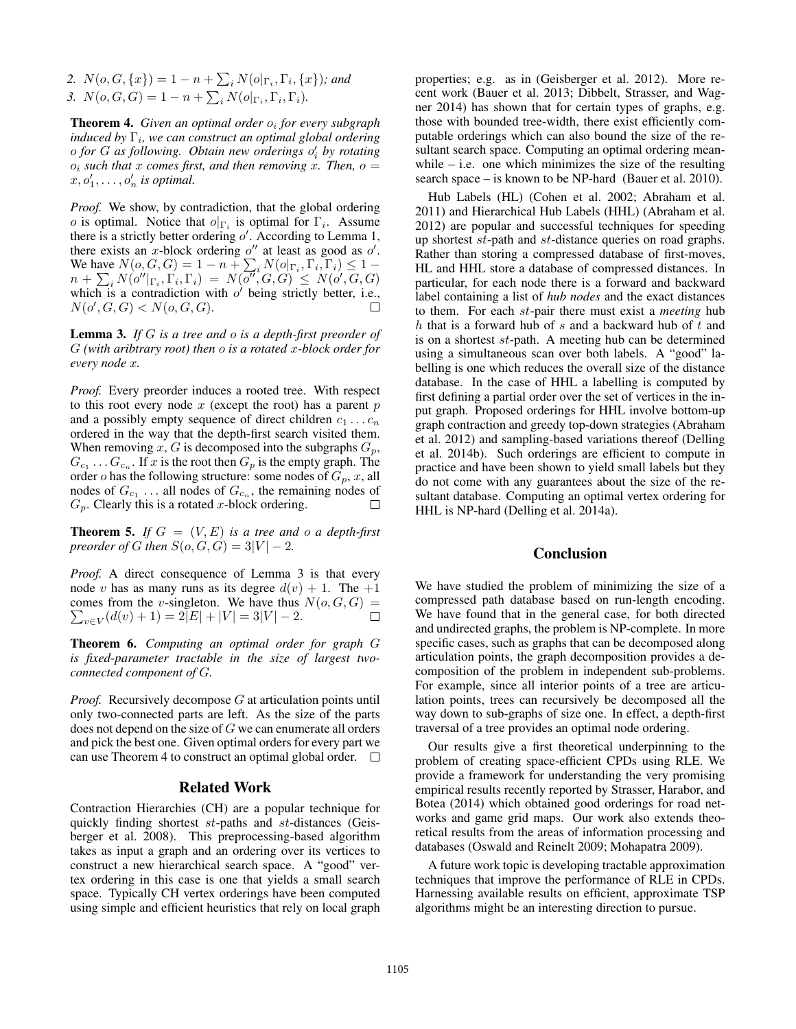2. $N(o, G, \{x\}) = 1 - n + \sum_i N(o|_{\Gamma_i}, \Gamma_i, \{x\})$*; and*
3. $N(o, G, G) = 1 - n + \sum_i N(o|_{\Gamma_i}, \Gamma_i, \Gamma_i)$.

**Theorem 4.** *Given an optimal order $o_i$ for every subgraph induced by $\Gamma_i$, we can construct an optimal global ordering $o$ for $G$ as following. Obtain new orderings $o'_i$ by rotating $o_i$ such that $x$ comes first, and then removing $x$. Then, $o = x, o'_1, \ldots, o'_n$ is optimal.*

*Proof.* We show, by contradiction, that the global ordering $o$ is optimal. Notice that $o|_{\Gamma_i}$ is optimal for $\Gamma_i$. Assume there is a strictly better ordering $o'$. According to Lemma 1, there exists an $x$-block ordering $o''$ at least as good as $o'$. We have $N(o, G, G) = 1 - n + \sum_i N(o|_{\Gamma_i}, \Gamma_i, \Gamma_i) \leq 1 - n + \sum_i N(o''|_{\Gamma_i}, \Gamma_i, \Gamma_i) = N(o'', G, G) \leq N(o', G, G)$ which is a contradiction with $o'$ being strictly better, i.e., $N(o', G, G) < N(o, G, G)$. □

**Lemma 3.** *If $G$ is a tree and $o$ is a depth-first preorder of $G$ (with aribtrary root) then $o$ is a rotated $x$-block order for every node $x$.*

*Proof.* Every preorder induces a rooted tree. With respect to this root every node $x$ (except the root) has a parent $p$ and a possibly empty sequence of direct children $c_1 \ldots c_n$ ordered in the way that the depth-first search visited them. When removing $x$, $G$ is decomposed into the subgraphs $G_p$, $G_{c_1} \ldots G_{c_n}$. If $x$ is the root then $G_p$ is the empty graph. The order $o$ has the following structure: some nodes of $G_p$, $x$, all nodes of $G_{c_1}$ ... all nodes of $G_{c_n}$, the remaining nodes of $G_p$. Clearly this is a rotated $x$-block ordering. □

**Theorem 5.** *If $G = (V, E)$ is a tree and $o$ a depth-first preorder of $G$ then $S(o, G, G) = 3|V| - 2$.*

*Proof.* A direct consequence of Lemma 3 is that every node $v$ has as many runs as its degree $d(v) + 1$. The $+1$ comes from the $v$-singleton. We have thus $N(o, G, G) = \sum_{v \in V}(d(v) + 1) = 2|E| + |V| = 3|V| - 2$. □

**Theorem 6.** *Computing an optimal order for graph $G$ is fixed-parameter tractable in the size of largest two-connected component of $G$.*

*Proof.* Recursively decompose $G$ at articulation points until only two-connected parts are left. As the size of the parts does not depend on the size of $G$ we can enumerate all orders and pick the best one. Given optimal orders for every part we can use Theorem 4 to construct an optimal global order. □

## Related Work

Contraction Hierarchies (CH) are a popular technique for quickly finding shortest $st$-paths and $st$-distances (Geisberger et al. 2008). This preprocessing-based algorithm takes as input a graph and an ordering over its vertices to construct a new hierarchical search space. A "good" vertex ordering in this case is one that yields a small search space. Typically CH vertex orderings have been computed using simple and efficient heuristics that rely on local graph properties; e.g. as in (Geisberger et al. 2012). More recent work (Bauer et al. 2013; Dibbelt, Strasser, and Wagner 2014) has shown that for certain types of graphs, e.g. those with bounded tree-width, there exist efficiently computable orderings which can also bound the size of the resultant search space. Computing an optimal ordering meanwhile – i.e. one which minimizes the size of the resulting search space – is known to be NP-hard (Bauer et al. 2010).

Hub Labels (HL) (Cohen et al. 2002; Abraham et al. 2011) and Hierarchical Hub Labels (HHL) (Abraham et al. 2012) are popular and successful techniques for speeding up shortest $st$-path and $st$-distance queries on road graphs. Rather than storing a compressed database of first-moves, HL and HHL store a database of compressed distances. In particular, for each node there is a forward and backward label containing a list of *hub nodes* and the exact distances to them. For each $st$-pair there must exist a *meeting* hub $h$ that is a forward hub of $s$ and a backward hub of $t$ and is on a shortest $st$-path. A meeting hub can be determined using a simultaneous scan over both labels. A "good" labelling is one which reduces the overall size of the distance database. In the case of HHL a labelling is computed by first defining a partial order over the set of vertices in the input graph. Proposed orderings for HHL involve bottom-up graph contraction and greedy top-down strategies (Abraham et al. 2012) and sampling-based variations thereof (Delling et al. 2014b). Such orderings are efficient to compute in practice and have been shown to yield small labels but they do not come with any guarantees about the size of the resultant database. Computing an optimal vertex ordering for HHL is NP-hard (Delling et al. 2014a).

## Conclusion

We have studied the problem of minimizing the size of a compressed path database based on run-length encoding. We have found that in the general case, for both directed and undirected graphs, the problem is NP-complete. In more specific cases, such as graphs that can be decomposed along articulation points, the graph decomposition provides a decomposition of the problem in independent sub-problems. For example, since all interior points of a tree are articulation points, trees can recursively be decomposed all the way down to sub-graphs of size one. In effect, a depth-first traversal of a tree provides an optimal node ordering.

Our results give a first theoretical underpinning to the problem of creating space-efficient CPDs using RLE. We provide a framework for understanding the very promising empirical results recently reported by Strasser, Harabor, and Botea (2014) which obtained good orderings for road networks and game grid maps. Our work also extends theoretical results from the areas of information processing and databases (Oswald and Reinelt 2009; Mohapatra 2009).

A future work topic is developing tractable approximation techniques that improve the performance of RLE in CPDs. Harnessing available results on efficient, approximate TSP algorithms might be an interesting direction to pursue.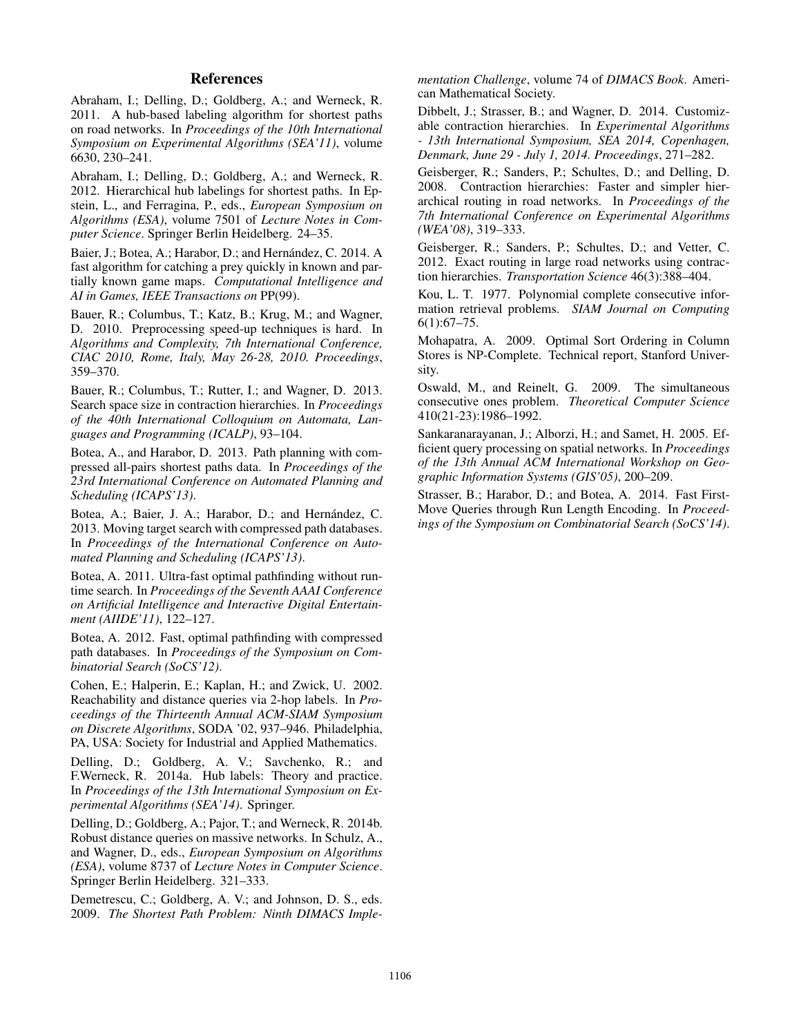## References

Abraham, I.; Delling, D.; Goldberg, A.; and Werneck, R. 2011. A hub-based labeling algorithm for shortest paths on road networks. In *Proceedings of the 10th International Symposium on Experimental Algorithms (SEA'11)*, volume 6630, 230–241.

Abraham, I.; Delling, D.; Goldberg, A.; and Werneck, R. 2012. Hierarchical hub labelings for shortest paths. In Epstein, L., and Ferragina, P., eds., *European Symposium on Algorithms (ESA)*, volume 7501 of *Lecture Notes in Computer Science*. Springer Berlin Heidelberg. 24–35.

Baier, J.; Botea, A.; Harabor, D.; and Hernández, C. 2014. A fast algorithm for catching a prey quickly in known and partially known game maps. *Computational Intelligence and AI in Games, IEEE Transactions on* PP(99).

Bauer, R.; Columbus, T.; Katz, B.; Krug, M.; and Wagner, D. 2010. Preprocessing speed-up techniques is hard. In *Algorithms and Complexity, 7th International Conference, CIAC 2010, Rome, Italy, May 26-28, 2010. Proceedings*, 359–370.

Bauer, R.; Columbus, T.; Rutter, I.; and Wagner, D. 2013. Search space size in contraction hierarchies. In *Proceedings of the 40th International Colloquium on Automata, Languages and Programming (ICALP)*, 93–104.

Botea, A., and Harabor, D. 2013. Path planning with compressed all-pairs shortest paths data. In *Proceedings of the 23rd International Conference on Automated Planning and Scheduling (ICAPS'13)*.

Botea, A.; Baier, J. A.; Harabor, D.; and Hernández, C. 2013. Moving target search with compressed path databases. In *Proceedings of the International Conference on Automated Planning and Scheduling (ICAPS'13)*.

Botea, A. 2011. Ultra-fast optimal pathfinding without runtime search. In *Proceedings of the Seventh AAAI Conference on Artificial Intelligence and Interactive Digital Entertainment (AIIDE'11)*, 122–127.

Botea, A. 2012. Fast, optimal pathfinding with compressed path databases. In *Proceedings of the Symposium on Combinatorial Search (SoCS'12)*.

Cohen, E.; Halperin, E.; Kaplan, H.; and Zwick, U. 2002. Reachability and distance queries via 2-hop labels. In *Proceedings of the Thirteenth Annual ACM-SIAM Symposium on Discrete Algorithms*, SODA '02, 937–946. Philadelphia, PA, USA: Society for Industrial and Applied Mathematics.

Delling, D.; Goldberg, A. V.; Savchenko, R.; and F.Werneck, R. 2014a. Hub labels: Theory and practice. In *Proceedings of the 13th International Symposium on Experimental Algorithms (SEA'14)*. Springer.

Delling, D.; Goldberg, A.; Pajor, T.; and Werneck, R. 2014b. Robust distance queries on massive networks. In Schulz, A., and Wagner, D., eds., *European Symposium on Algorithms (ESA)*, volume 8737 of *Lecture Notes in Computer Science*. Springer Berlin Heidelberg. 321–333.

Demetrescu, C.; Goldberg, A. V.; and Johnson, D. S., eds. 2009. *The Shortest Path Problem: Ninth DIMACS Implementation Challenge*, volume 74 of *DIMACS Book*. American Mathematical Society.

Dibbelt, J.; Strasser, B.; and Wagner, D. 2014. Customizable contraction hierarchies. In *Experimental Algorithms - 13th International Symposium, SEA 2014, Copenhagen, Denmark, June 29 - July 1, 2014. Proceedings*, 271–282.

Geisberger, R.; Sanders, P.; Schultes, D.; and Delling, D. 2008. Contraction hierarchies: Faster and simpler hierarchical routing in road networks. In *Proceedings of the 7th International Conference on Experimental Algorithms (WEA'08)*, 319–333.

Geisberger, R.; Sanders, P.; Schultes, D.; and Vetter, C. 2012. Exact routing in large road networks using contraction hierarchies. *Transportation Science* 46(3):388–404.

Kou, L. T. 1977. Polynomial complete consecutive information retrieval problems. *SIAM Journal on Computing* 6(1):67–75.

Mohapatra, A. 2009. Optimal Sort Ordering in Column Stores is NP-Complete. Technical report, Stanford University.

Oswald, M., and Reinelt, G. 2009. The simultaneous consecutive ones problem. *Theoretical Computer Science* 410(21-23):1986–1992.

Sankaranarayanan, J.; Alborzi, H.; and Samet, H. 2005. Efficient query processing on spatial networks. In *Proceedings of the 13th Annual ACM International Workshop on Geographic Information Systems (GIS'05)*, 200–209.

Strasser, B.; Harabor, D.; and Botea, A. 2014. Fast First-Move Queries through Run Length Encoding. In *Proceedings of the Symposium on Combinatorial Search (SoCS'14)*.